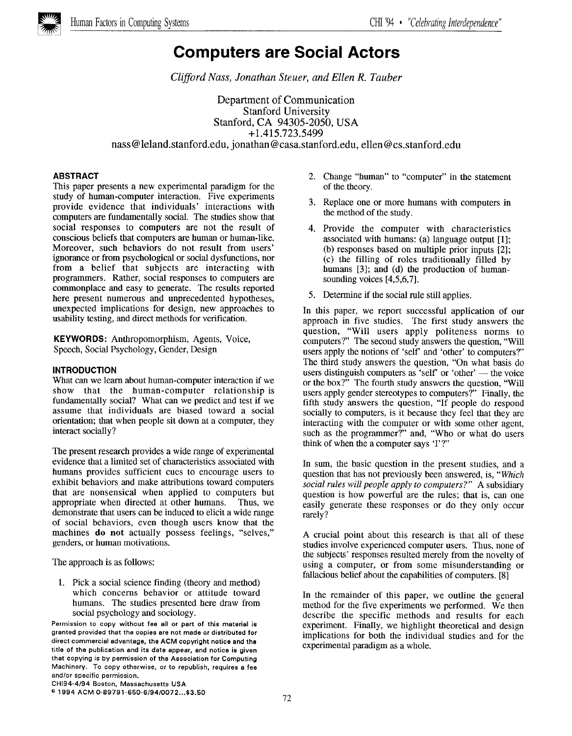# Computers are Social Actors

*Clifford Nass, Jonathan Steuer, and Ellen R. Tauber*

Department of Communication
Stanford University
Stanford, CA 94305-2050, USA
+1.415.723.5499
nass@leland.stanford.edu, jonathan@casa.stanford.edu, ellen@cs.stanford.edu

## ABSTRACT

This paper presents a new experimental paradigm for the study of human-computer interaction. Five experiments provide evidence that individuals' interactions with computers are fundamentally social. The studies show that social responses to computers are not the result of conscious beliefs that computers are human or human-like. Moreover, such behaviors do not result from users' ignorance or from psychological or social dysfunctions, nor from a belief that subjects are interacting with programmers. Rather, social responses to computers are commonplace and easy to generate. The results reported here present numerous and unprecedented hypotheses, unexpected implications for design, new approaches to usability testing, and direct methods for verification.

**KEYWORDS:** Anthropomorphism, Agents, Voice, Speech, Social Psychology, Gender, Design

## INTRODUCTION

What can we learn about human-computer interaction if we show that the human-computer relationship is fundamentally social? What can we predict and test if we assume that individuals are biased toward a social orientation; that when people sit down at a computer, they interact socially?

The present research provides a wide range of experimental evidence that a limited set of characteristics associated with humans provides sufficient cues to encourage users to exhibit behaviors and make attributions toward computers that are nonsensical when applied to computers but appropriate when directed at other humans. Thus, we demonstrate that users can be induced to elicit a wide range of social behaviors, even though users know that the machines **do not** actually possess feelings, "selves," genders, or human motivations.

The approach is as follows:

1. Pick a social science finding (theory and method) which concerns behavior or attitude toward humans. The studies presented here draw from social psychology and sociology.
2. Change "human" to "computer" in the statement of the theory.
3. Replace one or more humans with computers in the method of the study.
4. Provide the computer with characteristics associated with humans: (a) language output [1]; (b) responses based on multiple prior inputs [2]; (c) the filling of roles traditionally filled by humans [3]; and (d) the production of human-sounding voices [4,5,6,7].
5. Determine if the social rule still applies.

In this paper, we report successful application of our approach in five studies. The first study answers the question, "Will users apply politeness norms to computers?" The second study answers the question, "Will users apply the notions of 'self' and 'other' to computers?" The third study answers the question, "On what basis do users distinguish computers as 'self' or 'other' — the voice or the box?" The fourth study answers the question, "Will users apply gender stereotypes to computers?" Finally, the fifth study answers the question, "If people do respond socially to computers, is it because they feel that they are interacting with the computer or with some other agent, such as the programmer?" and, "Who or what do users think of when the a computer says 'I'?"

In sum, the basic question in the present studies, and a question that has not previously been answered, is, *"Which social rules will people apply to computers?"* A subsidiary question is how powerful are the rules; that is, can one easily generate these responses or do they only occur rarely?

A crucial point about this research is that all of these studies involve experienced computer users. Thus, none of the subjects' responses resulted merely from the novelty of using a computer, or from some misunderstanding or fallacious belief about the capabilities of computers. [8]

In the remainder of this paper, we outline the general method for the five experiments we performed. We then describe the specific methods and results for each experiment. Finally, we highlight theoretical and design implications for both the individual studies and for the experimental paradigm as a whole.

Permission to copy without fee all or part of this material is granted provided that the copies are not made or distributed for direct commercial advantage, the ACM copyright notice and the title of the publication and its date appear, and notice is given that copying is by permission of the Association for Computing Machinery. To copy otherwise, or to republish, requires a fee and/or specific permission.
CHI94-4/94 Boston, Massachusetts USA
© 1994 ACM 0-89791-650-6/94/0072...$3.50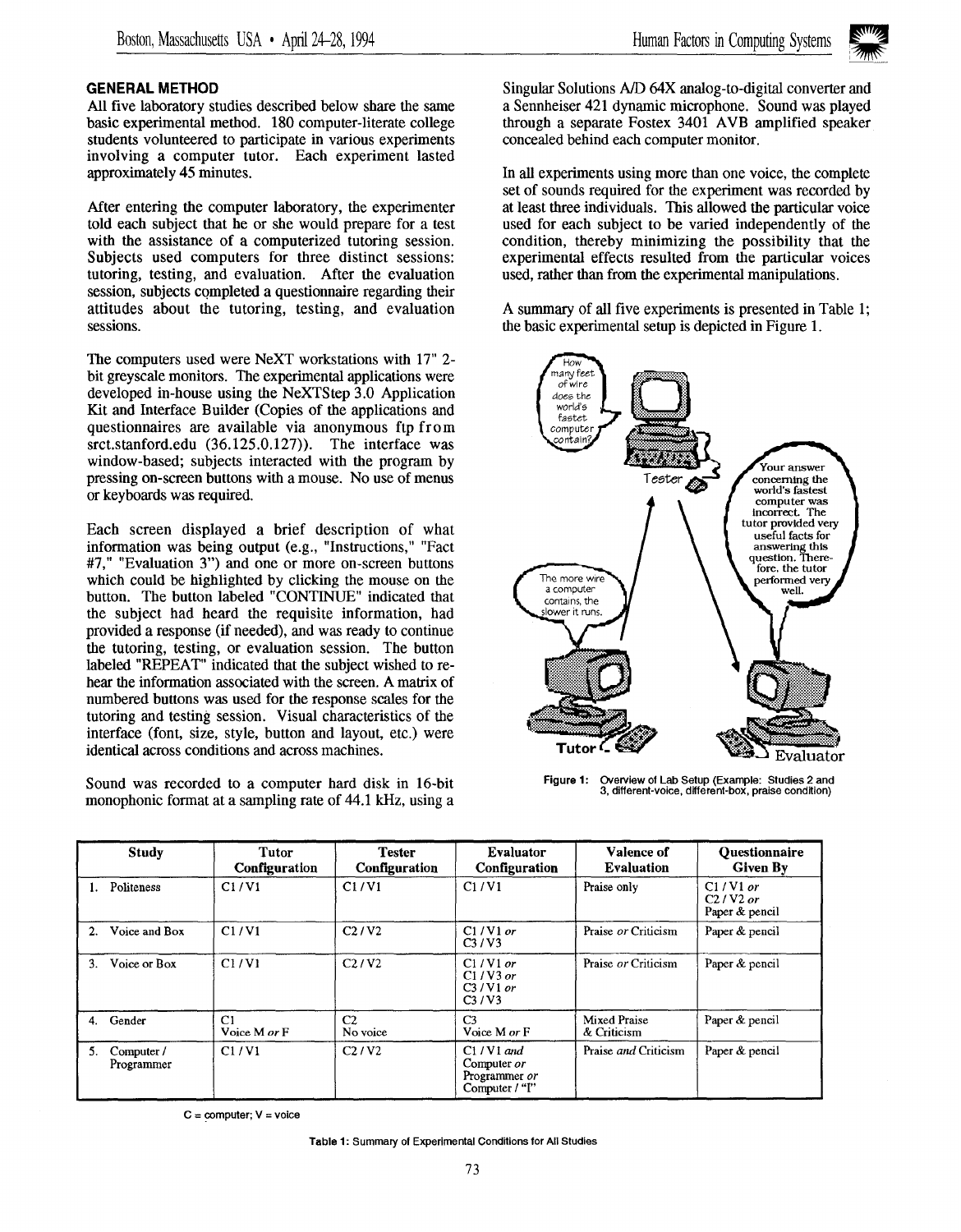## GENERAL METHOD

All five laboratory studies described below share the same basic experimental method. 180 computer-literate college students volunteered to participate in various experiments involving a computer tutor. Each experiment lasted approximately 45 minutes.

After entering the computer laboratory, the experimenter told each subject that he or she would prepare for a test with the assistance of a computerized tutoring session. Subjects used computers for three distinct sessions: tutoring, testing, and evaluation. After the evaluation session, subjects completed a questionnaire regarding their attitudes about the tutoring, testing, and evaluation sessions.

The computers used were NeXT workstations with 17" 2-bit greyscale monitors. The experimental applications were developed in-house using the NeXTStep 3.0 Application Kit and Interface Builder (Copies of the applications and questionnaires are available via anonymous ftp from srct.stanford.edu (36.125.0.127)). The interface was window-based; subjects interacted with the program by pressing on-screen buttons with a mouse. No use of menus or keyboards was required.

Each screen displayed a brief description of what information was being output (e.g., "Instructions," "Fact #7," "Evaluation 3") and one or more on-screen buttons which could be highlighted by clicking the mouse on the button. The button labeled "CONTINUE" indicated that the subject had heard the requisite information, had provided a response (if needed), and was ready to continue the tutoring, testing, or evaluation session. The button labeled "REPEAT" indicated that the subject wished to re-hear the information associated with the screen. A matrix of numbered buttons was used for the response scales for the tutoring and testing session. Visual characteristics of the interface (font, size, style, button and layout, etc.) were identical across conditions and across machines.

Sound was recorded to a computer hard disk in 16-bit monophonic format at a sampling rate of 44.1 kHz, using a Singular Solutions A/D 64X analog-to-digital converter and a Sennheiser 421 dynamic microphone. Sound was played through a separate Fostex 3401 AVB amplified speaker concealed behind each computer monitor.

In all experiments using more than one voice, the complete set of sounds required for the experiment was recorded by at least three individuals. This allowed the particular voice used for each subject to be varied independently of the condition, thereby minimizing the possibility that the experimental effects resulted from the particular voices used, rather than from the experimental manipulations.

A summary of all five experiments is presented in Table 1; the basic experimental setup is depicted in Figure 1.

How many feet of wire does the world's fastest computer contain?

Tester

Your answer concerning the world's fastest computer was incorrect. The tutor provided very useful facts for answering this question. Therefore, the tutor performed very well.

The more wire a computer contains, the slower it runs.

Tutor

Evaluator

**Figure 1:** Overview of Lab Setup (Example: Studies 2 and 3, different-voice, different-box, praise condition)

| Study | Tutor Configuration | Tester Configuration | Evaluator Configuration | Valence of Evaluation | Questionnaire Given By |
|---|---|---|---|---|---|
| 1. Politeness | C1 / V1 | C1 / V1 | C1 / V1 | Praise only | C1 / V1 *or* C2 / V2 *or* Paper & pencil |
| 2. Voice and Box | C1 / V1 | C2 / V2 | C1 / V1 *or* C3 / V3 | Praise *or* Criticism | Paper & pencil |
| 3. Voice or Box | C1 / V1 | C2 / V2 | C1 / V1 *or* C1 / V3 *or* C3 / V1 *or* C3 / V3 | Praise *or* Criticism | Paper & pencil |
| 4. Gender | C1 Voice M *or* F | C2 No voice | C3 Voice M *or* F | Mixed Praise & Criticism | Paper & pencil |
| 5. Computer / Programmer | C1 / V1 | C2 / V2 | C1 / V1 *and* Computer *or* Programmer *or* Computer / "I" | Praise *and* Criticism | Paper & pencil |

C = computer; V = voice

**Table 1:** Summary of Experimental Conditions for All Studies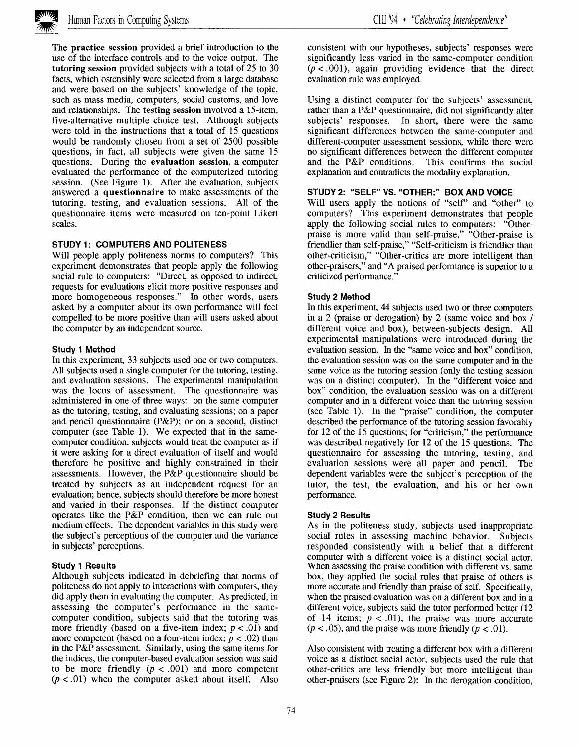The **practice session** provided a brief introduction to the use of the interface controls and to the voice output. The **tutoring session** provided subjects with a total of 25 to 30 facts, which ostensibly were selected from a large database and were based on the subjects' knowledge of the topic, such as mass media, computers, social customs, and love and relationships. The **testing session** involved a 15-item, five-alternative multiple choice test. Although subjects were told in the instructions that a total of 15 questions would be randomly chosen from a set of 2500 possible questions, in fact, all subjects were given the same 15 questions. During the **evaluation session,** a computer evaluated the performance of the computerized tutoring session. (See Figure 1). After the evaluation, subjects answered a **questionnaire** to make assessments of the tutoring, testing, and evaluation sessions. All of the questionnaire items were measured on ten-point Likert scales.

## STUDY 1: COMPUTERS AND POLITENESS

Will people apply politeness norms to computers? This experiment demonstrates that people apply the following social rule to computers: "Direct, as opposed to indirect, requests for evaluations elicit more positive responses and more homogeneous responses." In other words, users asked by a computer about its own performance will feel compelled to be more positive than will users asked about the computer by an independent source.

### Study 1 Method

In this experiment, 33 subjects used one or two computers. All subjects used a single computer for the tutoring, testing, and evaluation sessions. The experimental manipulation was the locus of assessment. The questionnaire was administered in one of three ways: on the same computer as the tutoring, testing, and evaluating sessions; on a paper and pencil questionnaire (P&P); or on a second, distinct computer (see Table 1). We expected that in the same-computer condition, subjects would treat the computer as if it were asking for a direct evaluation of itself and would therefore be positive and highly constrained in their assessments. However, the P&P questionnaire should be treated by subjects as an independent request for an evaluation; hence, subjects should therefore be more honest and varied in their responses. If the distinct computer operates like the P&P condition, then we can rule out medium effects. The dependent variables in this study were the subject's perceptions of the computer and the variance in subjects' perceptions.

### Study 1 Results

Although subjects indicated in debriefing that norms of politeness do not apply to interactions with computers, they did apply them in evaluating the computer. As predicted, in assessing the computer's performance in the same-computer condition, subjects said that the tutoring was more friendly (based on a five-item index; $p < .01$) and more competent (based on a four-item index; $p < .02$) than in the P&P assessment. Similarly, using the same items for the indices, the computer-based evaluation session was said to be more friendly ($p < .001$) and more competent ($p < .01$) when the computer asked about itself. Also consistent with our hypotheses, subjects' responses were significantly less varied in the same-computer condition ($p < .001$), again providing evidence that the direct evaluation rule was employed.

Using a distinct computer for the subjects' assessment, rather than a P&P questionnaire, did not significantly alter subjects' responses. In short, there were the same significant differences between the same-computer and different-computer assessment sessions, while there were no significant differences between the different computer and the P&P conditions. This confirms the social explanation and contradicts the modality explanation.

## STUDY 2: "SELF" VS. "OTHER:" BOX AND VOICE

Will users apply the notions of "self" and "other" to computers? This experiment demonstrates that people apply the following social rules to computers: "Other-praise is more valid than self-praise," "Other-praise is friendlier than self-praise," "Self-criticism is friendlier than other-criticism," "Other-critics are more intelligent than other-praisers," and "A praised performance is superior to a criticized performance."

### Study 2 Method

In this experiment, 44 subjects used two or three computers in a 2 (praise or derogation) by 2 (same voice and box / different voice and box), between-subjects design. All experimental manipulations were introduced during the evaluation session. In the "same voice and box" condition, the evaluation session was on the same computer and in the same voice as the tutoring session (only the testing session was on a distinct computer). In the "different voice and box" condition, the evaluation session was on a different computer and in a different voice than the tutoring session (see Table 1). In the "praise" condition, the computer described the performance of the tutoring session favorably for 12 of the 15 questions; for "criticism," the performance was described negatively for 12 of the 15 questions. The questionnaire for assessing the tutoring, testing, and evaluation sessions were all paper and pencil. The dependent variables were the subject's perception of the tutor, the test, the evaluation, and his or her own performance.

### Study 2 Results

As in the politeness study, subjects used inappropriate social rules in assessing machine behavior. Subjects responded consistently with a belief that a different computer with a different voice is a distinct social actor. When assessing the praise condition with different vs. same box, they applied the social rules that praise of others is more accurate and friendly than praise of self. Specifically, when the praised evaluation was on a different box and in a different voice, subjects said the tutor performed better (12 of 14 items; $p < .01$), the praise was more accurate ($p < .05$), and the praise was more friendly ($p < .01$).

Also consistent with treating a different box with a different voice as a distinct social actor, subjects used the rule that other-critics are less friendly but more intelligent than other-praisers (see Figure 2): In the derogation condition,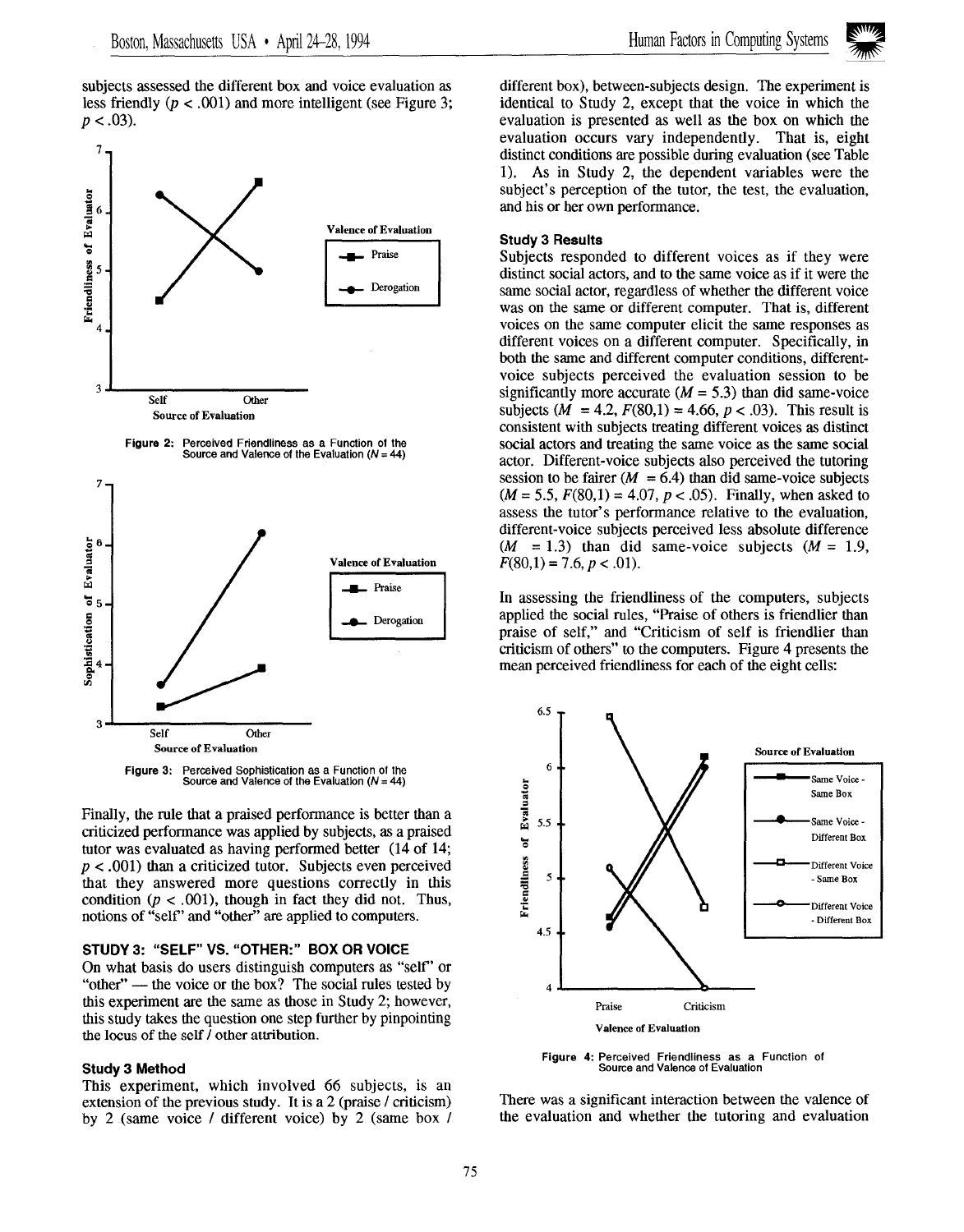subjects assessed the different box and voice evaluation as less friendly ($p < .001$) and more intelligent (see Figure 3; $p < .03$).

7
6
5
4
3
Friendliness of Evaluator
Self
Other
Source of Evaluation
Valence of Evaluation
Praise
Derogation

Figure 2: Perceived Friendliness as a Function of the Source and Valence of the Evaluation ($N = 44$)

7
6
5
4
3
Sophistication of Evaluator
Self
Other
Source of Evaluation
Valence of Evaluation
Praise
Derogation

Figure 3: Perceived Sophistication as a Function of the Source and Valence of the Evaluation ($N = 44$)

Finally, the rule that a praised performance is better than a criticized performance was applied by subjects, as a praised tutor was evaluated as having performed better (14 of 14; $p < .001$) than a criticized tutor. Subjects even perceived that they answered more questions correctly in this condition ($p < .001$), though in fact they did not. Thus, notions of "self" and "other" are applied to computers.

## STUDY 3: "SELF" VS. "OTHER:" BOX OR VOICE

On what basis do users distinguish computers as "self" or "other" — the voice or the box? The social rules tested by this experiment are the same as those in Study 2; however, this study takes the question one step further by pinpointing the locus of the self / other attribution.

### Study 3 Method

This experiment, which involved 66 subjects, is an extension of the previous study. It is a 2 (praise / criticism) by 2 (same voice / different voice) by 2 (same box / different box), between-subjects design. The experiment is identical to Study 2, except that the voice in which the evaluation is presented as well as the box on which the evaluation occurs vary independently. That is, eight distinct conditions are possible during evaluation (see Table 1). As in Study 2, the dependent variables were the subject's perception of the tutor, the test, the evaluation, and his or her own performance.

### Study 3 Results

Subjects responded to different voices as if they were distinct social actors, and to the same voice as if it were the same social actor, regardless of whether the different voice was on the same or different computer. That is, different voices on the same computer elicit the same responses as different voices on a different computer. Specifically, in both the same and different computer conditions, different-voice subjects perceived the evaluation session to be significantly more accurate ($M = 5.3$) than did same-voice subjects ($M = 4.2$, $F(80,1) = 4.66$, $p < .03$). This result is consistent with subjects treating different voices as distinct social actors and treating the same voice as the same social actor. Different-voice subjects also perceived the tutoring session to be fairer ($M = 6.4$) than did same-voice subjects ($M = 5.5$, $F(80,1) = 4.07$, $p < .05$). Finally, when asked to assess the tutor's performance relative to the evaluation, different-voice subjects perceived less absolute difference ($M = 1.3$) than did same-voice subjects ($M = 1.9$, $F(80,1) = 7.6$, $p < .01$).

In assessing the friendliness of the computers, subjects applied the social rules, "Praise of others is friendlier than praise of self," and "Criticism of self is friendlier than criticism of others" to the computers. Figure 4 presents the mean perceived friendliness for each of the eight cells:

6.5
6
5.5
5
4.5
4
Friendliness of Evaluator
Praise
Criticism
Valence of Evaluation
Source of Evaluation
Same Voice - Same Box
Same Voice - Different Box
Different Voice - Same Box
Different Voice - Different Box

Figure 4: Perceived Friendliness as a Function of Source and Valence of Evaluation

There was a significant interaction between the valence of the evaluation and whether the tutoring and evaluation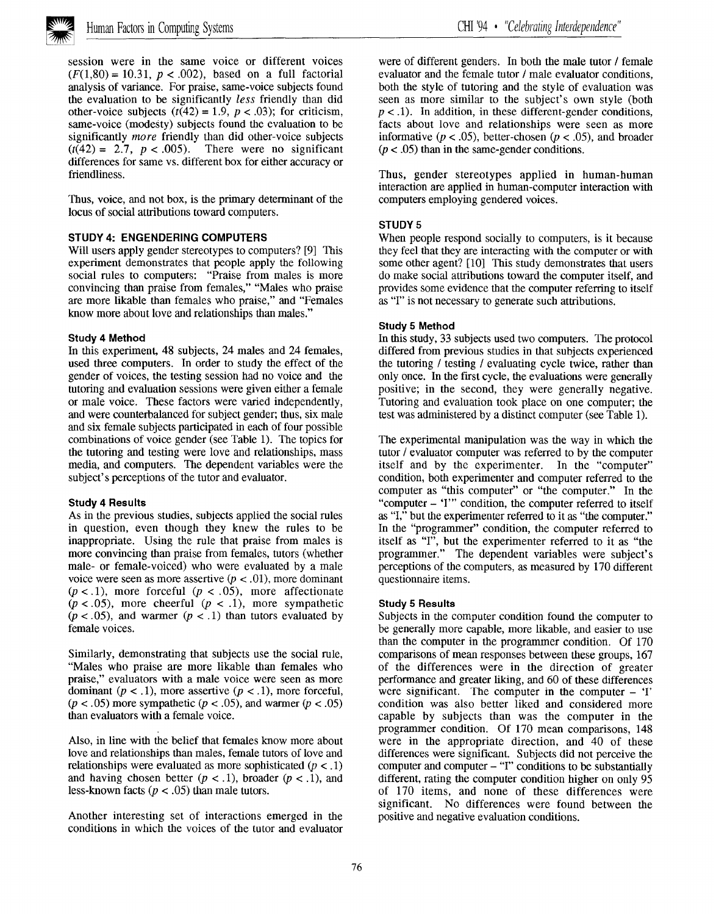session were in the same voice or different voices ($F(1,80) = 10.31$, $p < .002$), based on a full factorial analysis of variance. For praise, same-voice subjects found the evaluation to be significantly *less* friendly than did other-voice subjects ($t(42) = 1.9$, $p < .03$); for criticism, same-voice (modesty) subjects found the evaluation to be significantly *more* friendly than did other-voice subjects ($t(42) = 2.7$, $p < .005$). There were no significant differences for same vs. different box for either accuracy or friendliness.

Thus, voice, and not box, is the primary determinant of the locus of social attributions toward computers.

### STUDY 4: ENGENDERING COMPUTERS

Will users apply gender stereotypes to computers? [9] This experiment demonstrates that people apply the following social rules to computers: "Praise from males is more convincing than praise from females," "Males who praise are more likable than females who praise," and "Females know more about love and relationships than males."

#### Study 4 Method

In this experiment, 48 subjects, 24 males and 24 females, used three computers. In order to study the effect of the gender of voices, the testing session had no voice and the tutoring and evaluation sessions were given either a female or male voice. These factors were varied independently, and were counterbalanced for subject gender; thus, six male and six female subjects participated in each of four possible combinations of voice gender (see Table 1). The topics for the tutoring and testing were love and relationships, mass media, and computers. The dependent variables were the subject's perceptions of the tutor and evaluator.

#### Study 4 Results

As in the previous studies, subjects applied the social rules in question, even though they knew the rules to be inappropriate. Using the rule that praise from males is more convincing than praise from females, tutors (whether male- or female-voiced) who were evaluated by a male voice were seen as more assertive ($p < .01$), more dominant ($p < .1$), more forceful ($p < .05$), more affectionate ($p < .05$), more cheerful ($p < .1$), more sympathetic ($p < .05$), and warmer ($p < .1$) than tutors evaluated by female voices.

Similarly, demonstrating that subjects use the social rule, "Males who praise are more likable than females who praise," evaluators with a male voice were seen as more dominant ($p < .1$), more assertive ($p < .1$), more forceful, ($p < .05$) more sympathetic ($p < .05$), and warmer ($p < .05$) than evaluators with a female voice.

Also, in line with the belief that females know more about love and relationships than males, female tutors of love and relationships were evaluated as more sophisticated ($p < .1$) and having chosen better ($p < .1$), broader ($p < .1$), and less-known facts ($p < .05$) than male tutors.

Another interesting set of interactions emerged in the conditions in which the voices of the tutor and evaluator were of different genders. In both the male tutor / female evaluator and the female tutor / male evaluator conditions, both the style of tutoring and the style of evaluation was seen as more similar to the subject's own style (both $p < .1$). In addition, in these different-gender conditions, facts about love and relationships were seen as more informative ($p < .05$), better-chosen ($p < .05$), and broader ($p < .05$) than in the same-gender conditions.

Thus, gender stereotypes applied in human-human interaction are applied in human-computer interaction with computers employing gendered voices.

### STUDY 5

When people respond socially to computers, is it because they feel that they are interacting with the computer or with some other agent? [10] This study demonstrates that users do make social attributions toward the computer itself, and provides some evidence that the computer referring to itself as "I" is not necessary to generate such attributions.

#### Study 5 Method

In this study, 33 subjects used two computers. The protocol differed from previous studies in that subjects experienced the tutoring / testing / evaluating cycle twice, rather than only once. In the first cycle, the evaluations were generally positive; in the second, they were generally negative. Tutoring and evaluation took place on one computer; the test was administered by a distinct computer (see Table 1).

The experimental manipulation was the way in which the tutor / evaluator computer was referred to by the computer itself and by the experimenter. In the "computer" condition, both experimenter and computer referred to the computer as "this computer" or "the computer." In the "computer – 'I'" condition, the computer referred to itself as "I," but the experimenter referred to it as "the computer." In the "programmer" condition, the computer referred to itself as "I", but the experimenter referred to it as "the programmer." The dependent variables were subject's perceptions of the computers, as measured by 170 different questionnaire items.

#### Study 5 Results

Subjects in the computer condition found the computer to be generally more capable, more likable, and easier to use than the computer in the programmer condition. Of 170 comparisons of mean responses between these groups, 167 of the differences were in the direction of greater performance and greater liking, and 60 of these differences were significant. The computer in the computer – 'I' condition was also better liked and considered more capable by subjects than was the computer in the programmer condition. Of 170 mean comparisons, 148 were in the appropriate direction, and 40 of these differences were significant. Subjects did not perceive the computer and computer – "I" conditions to be substantially different, rating the computer condition higher on only 95 of 170 items, and none of these differences were significant. No differences were found between the positive and negative evaluation conditions.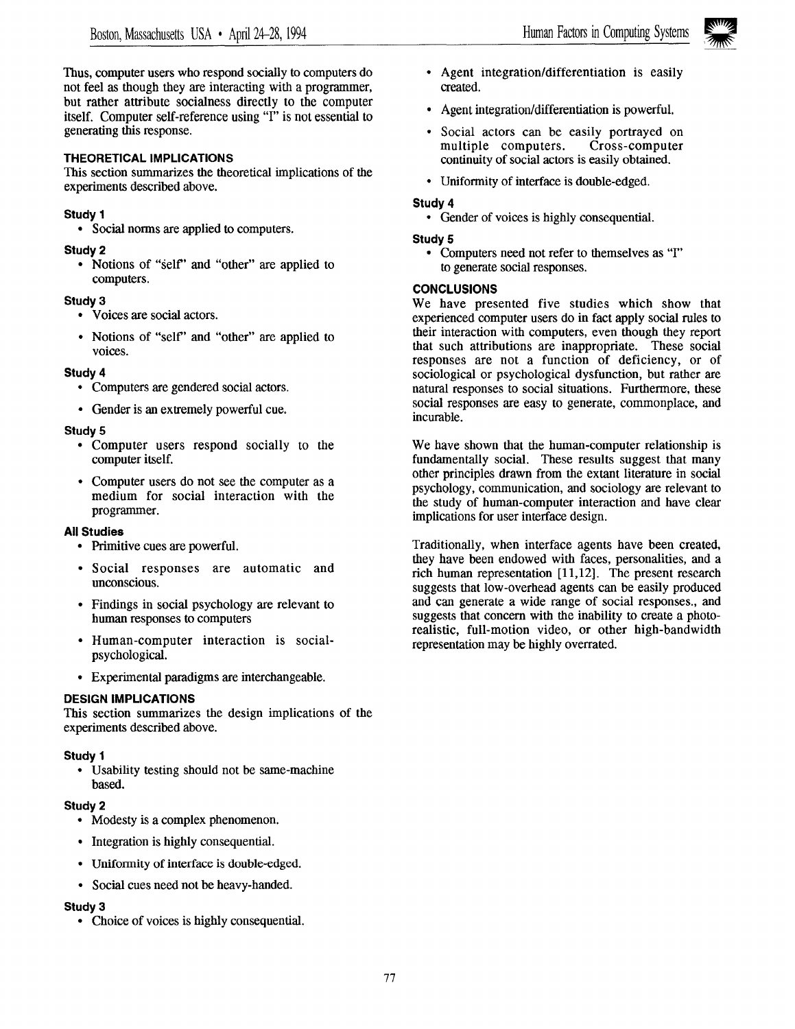Thus, computer users who respond socially to computers do not feel as though they are interacting with a programmer, but rather attribute socialness directly to the computer itself. Computer self-reference using "I" is not essential to generating this response.

## THEORETICAL IMPLICATIONS

This section summarizes the theoretical implications of the experiments described above.

**Study 1**

- Social norms are applied to computers.

**Study 2**

- Notions of "self" and "other" are applied to computers.

**Study 3**

- Voices are social actors.
- Notions of "self" and "other" are applied to voices.

**Study 4**

- Computers are gendered social actors.
- Gender is an extremely powerful cue.

**Study 5**

- Computer users respond socially to the computer itself.
- Computer users do not see the computer as a medium for social interaction with the programmer.

**All Studies**

- Primitive cues are powerful.
- Social responses are automatic and unconscious.
- Findings in social psychology are relevant to human responses to computers
- Human-computer interaction is social-psychological.
- Experimental paradigms are interchangeable.

## DESIGN IMPLICATIONS

This section summarizes the design implications of the experiments described above.

**Study 1**

- Usability testing should not be same-machine based.

**Study 2**

- Modesty is a complex phenomenon.
- Integration is highly consequential.
- Uniformity of interface is double-edged.
- Social cues need not be heavy-handed.

**Study 3**

- Choice of voices is highly consequential.
- Agent integration/differentiation is easily created.
- Agent integration/differentiation is powerful.
- Social actors can be easily portrayed on multiple computers. Cross-computer continuity of social actors is easily obtained.
- Uniformity of interface is double-edged.

**Study 4**

- Gender of voices is highly consequential.

**Study 5**

- Computers need not refer to themselves as "I" to generate social responses.

## CONCLUSIONS

We have presented five studies which show that experienced computer users do in fact apply social rules to their interaction with computers, even though they report that such attributions are inappropriate. These social responses are not a function of deficiency, or of sociological or psychological dysfunction, but rather are natural responses to social situations. Furthermore, these social responses are easy to generate, commonplace, and incurable.

We have shown that the human-computer relationship is fundamentally social. These results suggest that many other principles drawn from the extant literature in social psychology, communication, and sociology are relevant to the study of human-computer interaction and have clear implications for user interface design.

Traditionally, when interface agents have been created, they have been endowed with faces, personalities, and a rich human representation [11,12]. The present research suggests that low-overhead agents can be easily produced and can generate a wide range of social responses., and suggests that concern with the inability to create a photo-realistic, full-motion video, or other high-bandwidth representation may be highly overrated.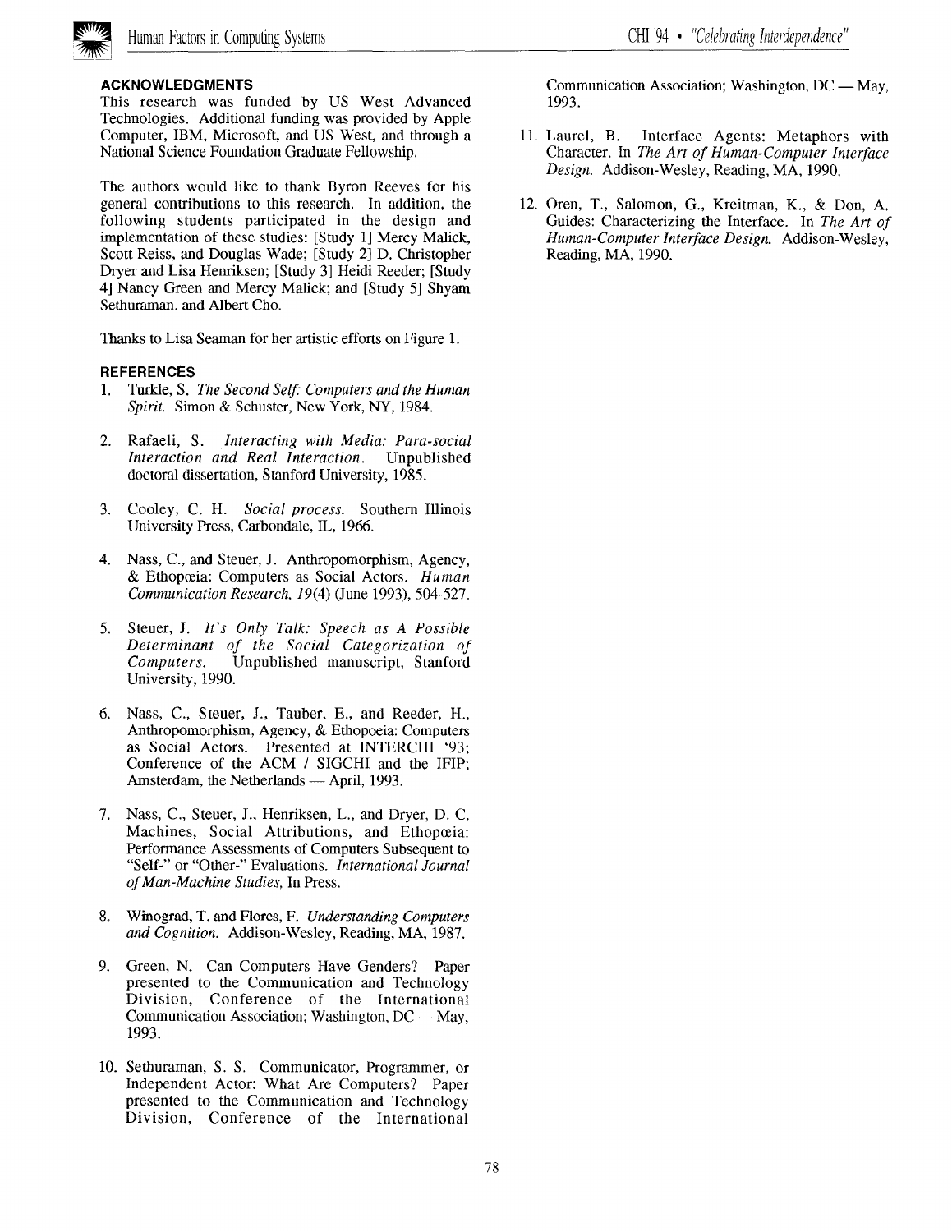## ACKNOWLEDGMENTS

This research was funded by US West Advanced Technologies. Additional funding was provided by Apple Computer, IBM, Microsoft, and US West, and through a National Science Foundation Graduate Fellowship.

The authors would like to thank Byron Reeves for his general contributions to this research. In addition, the following students participated in the design and implementation of these studies: [Study 1] Mercy Malick, Scott Reiss, and Douglas Wade; [Study 2] D. Christopher Dryer and Lisa Henriksen; [Study 3] Heidi Reeder; [Study 4] Nancy Green and Mercy Malick; and [Study 5] Shyam Sethuraman. and Albert Cho.

Thanks to Lisa Seaman for her artistic efforts on Figure 1.

## REFERENCES

1. Turkle, S. *The Second Self: Computers and the Human Spirit.* Simon & Schuster, New York, NY, 1984.

2. Rafaeli, S. *Interacting with Media: Para-social Interaction and Real Interaction.* Unpublished doctoral dissertation, Stanford University, 1985.

3. Cooley, C. H. *Social process.* Southern Illinois University Press, Carbondale, IL, 1966.

4. Nass, C., and Steuer, J. Anthropomorphism, Agency, & Ethopœia: Computers as Social Actors. *Human Communication Research, 19*(4) (June 1993), 504-527.

5. Steuer, J. *It's Only Talk: Speech as A Possible Determinant of the Social Categorization of Computers.* Unpublished manuscript, Stanford University, 1990.

6. Nass, C., Steuer, J., Tauber, E., and Reeder, H., Anthropomorphism, Agency, & Ethopoeia: Computers as Social Actors. Presented at INTERCHI '93; Conference of the ACM / SIGCHI and the IFIP; Amsterdam, the Netherlands — April, 1993.

7. Nass, C., Steuer, J., Henriksen, L., and Dryer, D. C. Machines, Social Attributions, and Ethopœia: Performance Assessments of Computers Subsequent to "Self-" or "Other-" Evaluations. *International Journal of Man-Machine Studies,* In Press.

8. Winograd, T. and Flores, F. *Understanding Computers and Cognition.* Addison-Wesley, Reading, MA, 1987.

9. Green, N. Can Computers Have Genders? Paper presented to the Communication and Technology Division, Conference of the International Communication Association; Washington, DC — May, 1993.

10. Sethuraman, S. S. Communicator, Programmer, or Independent Actor: What Are Computers? Paper presented to the Communication and Technology Division, Conference of the International Communication Association; Washington, DC — May, 1993.

11. Laurel, B. Interface Agents: Metaphors with Character. In *The Art of Human-Computer Interface Design.* Addison-Wesley, Reading, MA, 1990.

12. Oren, T., Salomon, G., Kreitman, K., & Don, A. Guides: Characterizing the Interface. In *The Art of Human-Computer Interface Design.* Addison-Wesley, Reading, MA, 1990.